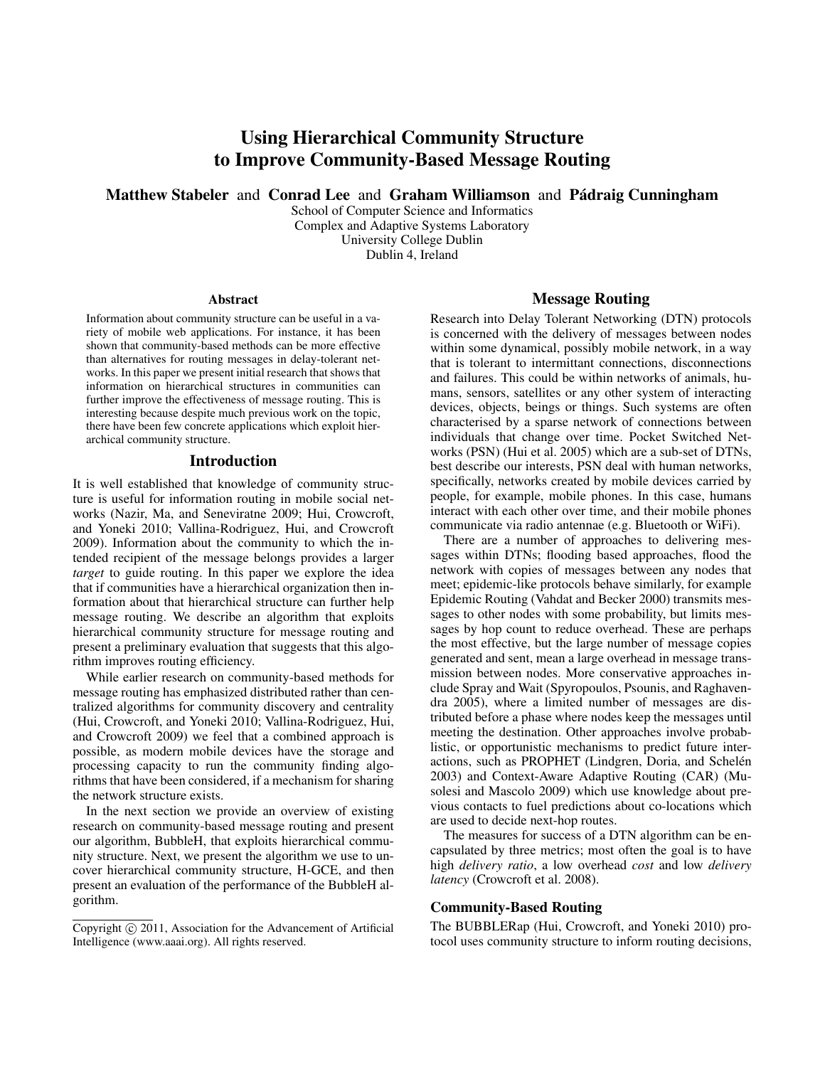# Using Hierarchical Community Structure to Improve Community-Based Message Routing

**Matthew Stabeler** and **Conrad Lee** and **Graham Williamson** and **Pádraig Cunningham**

School of Computer Science and Informatics
Complex and Adaptive Systems Laboratory
University College Dublin
Dublin 4, Ireland

### Abstract

Information about community structure can be useful in a variety of mobile web applications. For instance, it has been shown that community-based methods can be more effective than alternatives for routing messages in delay-tolerant networks. In this paper we present initial research that shows that information on hierarchical structures in communities can further improve the effectiveness of message routing. This is interesting because despite much previous work on the topic, there have been few concrete applications which exploit hierarchical community structure.

## Introduction

It is well established that knowledge of community structure is useful for information routing in mobile social networks (Nazir, Ma, and Seneviratne 2009; Hui, Crowcroft, and Yoneki 2010; Vallina-Rodriguez, Hui, and Crowcroft 2009). Information about the community to which the intended recipient of the message belongs provides a larger *target* to guide routing. In this paper we explore the idea that if communities have a hierarchical organization then information about that hierarchical structure can further help message routing. We describe an algorithm that exploits hierarchical community structure for message routing and present a preliminary evaluation that suggests that this algorithm improves routing efficiency.

While earlier research on community-based methods for message routing has emphasized distributed rather than centralized algorithms for community discovery and centrality (Hui, Crowcroft, and Yoneki 2010; Vallina-Rodriguez, Hui, and Crowcroft 2009) we feel that a combined approach is possible, as modern mobile devices have the storage and processing capacity to run the community finding algorithms that have been considered, if a mechanism for sharing the network structure exists.

In the next section we provide an overview of existing research on community-based message routing and present our algorithm, BubbleH, that exploits hierarchical community structure. Next, we present the algorithm we use to uncover hierarchical community structure, H-GCE, and then present an evaluation of the performance of the BubbleH algorithm.

Copyright © 2011, Association for the Advancement of Artificial Intelligence (www.aaai.org). All rights reserved.

## Message Routing

Research into Delay Tolerant Networking (DTN) protocols is concerned with the delivery of messages between nodes within some dynamical, possibly mobile network, in a way that is tolerant to intermittant connections, disconnections and failures. This could be within networks of animals, humans, sensors, satellites or any other system of interacting devices, objects, beings or things. Such systems are often characterised by a sparse network of connections between individuals that change over time. Pocket Switched Networks (PSN) (Hui et al. 2005) which are a sub-set of DTNs, best describe our interests, PSN deal with human networks, specifically, networks created by mobile devices carried by people, for example, mobile phones. In this case, humans interact with each other over time, and their mobile phones communicate via radio antennae (e.g. Bluetooth or WiFi).

There are a number of approaches to delivering messages within DTNs; flooding based approaches, flood the network with copies of messages between any nodes that meet; epidemic-like protocols behave similarly, for example Epidemic Routing (Vahdat and Becker 2000) transmits messages to other nodes with some probability, but limits messages by hop count to reduce overhead. These are perhaps the most effective, but the large number of message copies generated and sent, mean a large overhead in message transmission between nodes. More conservative approaches include Spray and Wait (Spyropoulos, Psounis, and Raghavendra 2005), where a limited number of messages are distributed before a phase where nodes keep the messages until meeting the destination. Other approaches involve probablistic, or opportunistic mechanisms to predict future interactions, such as PROPHET (Lindgren, Doria, and Schelén 2003) and Context-Aware Adaptive Routing (CAR) (Musolesi and Mascolo 2009) which use knowledge about previous contacts to fuel predictions about co-locations which are used to decide next-hop routes.

The measures for success of a DTN algorithm can be encapsulated by three metrics; most often the goal is to have high *delivery ratio*, a low overhead *cost* and low *delivery latency* (Crowcroft et al. 2008).

### Community-Based Routing

The BUBBLERap (Hui, Crowcroft, and Yoneki 2010) protocol uses community structure to inform routing decisions,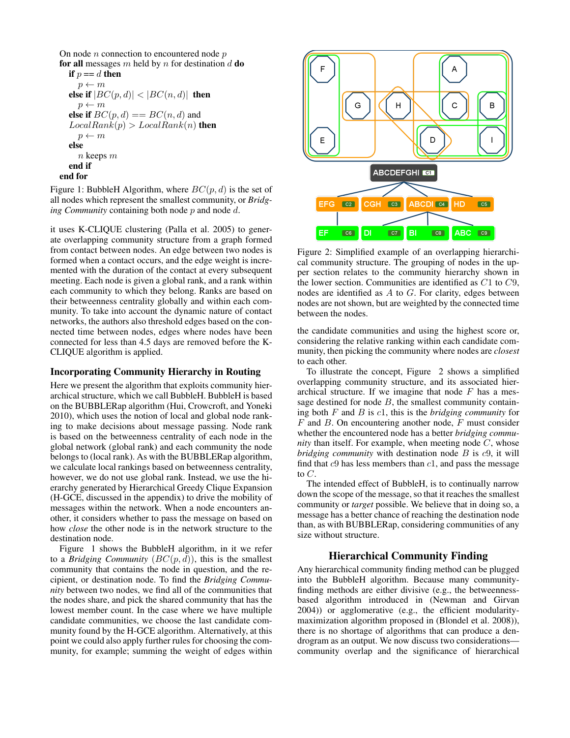On node $n$ connection to encountered node $p$
**for all** messages $m$ held by $n$ for destination $d$ **do**
  **if** $p == d$ **then**
    $p \leftarrow m$
  **else if** $|BC(p, d)| < |BC(n, d)|$ **then**
    $p \leftarrow m$
  **else if** $BC(p, d) == BC(n, d)$ and $LocalRank(p) > LocalRank(n)$ **then**
    $p \leftarrow m$
  **else**
    $n$ keeps $m$
  **end if**
**end for**

Figure 1: BubbleH Algorithm, where $BC(p, d)$ is the set of all nodes which represent the smallest community, or *Bridging Community* containing both node $p$ and node $d$.

it uses K-CLIQUE clustering (Palla et al. 2005) to generate an overlapping community structure from a graph formed from contact between nodes. An edge between two nodes is formed when a contact occurs, and the edge weight is incremented with the duration of the contact at every subsequent meeting. Each node is given a global rank, and a rank within each community to which they belong. Ranks are based on their betweenness centrality globally and within each community. To take into account the dynamic nature of contact networks, the authors also threshold edges based on the connected time between nodes, edges where nodes have been connected for less than 4.5 days are removed before the K-CLIQUE algorithm is applied.

## Incorporating Community Hierarchy in Routing

Here we present the algorithm that exploits community hierarchical structure, which we call BubbleH. BubbleH is based on the BUBBLERap algorithm (Hui, Crowcroft, and Yoneki 2010), which uses the notion of local and global node ranking to make decisions about message passing. Node rank is based on the betweenness centrality of each node in the global network (global rank) and each community the node belongs to (local rank). As with the BUBBLERap algorithm, we calculate local rankings based on betweenness centrality, however, we do not use global rank. Instead, we use the hierarchy generated by Hierarchical Greedy Clique Expansion (H-GCE, discussed in the appendix) to drive the mobility of messages within the network. When a node encounters another, it considers whether to pass the message on based on how *close* the other node is in the network structure to the destination node.

Figure 1 shows the BubbleH algorithm, in it we refer to a *Bridging Community* $(BC(p, d))$, this is the smallest community that contains the node in question, and the recipient, or destination node. To find the *Bridging Community* between two nodes, we find all of the communities that the nodes share, and pick the shared community that has the lowest member count. In the case where we have multiple candidate communities, we choose the last candidate community found by the H-GCE algorithm. Alternatively, at this point we could also apply further rules for choosing the community, for example; summing the weight of edges within the candidate communities and using the highest score or, considering the relative ranking within each candidate community, then picking the community where nodes are *closest* to each other.

F
A
G
H
C
B
E
D
I
ABCDEFGHI C1
EFG C2
CGH C3
ABCDI C4
HD C5
EF C6
DI C7
BI C8
ABC C9

Figure 2: Simplified example of an overlapping hierarchical community structure. The grouping of nodes in the upper section relates to the community hierarchy shown in the lower section. Communities are identified as $C1$ to $C9$, nodes are identified as $A$ to $G$. For clarity, edges between nodes are not shown, but are weighted by the connected time between the nodes.

To illustrate the concept, Figure 2 shows a simplified overlapping community structure, and its associated hierarchical structure. If we imagine that node $F$ has a message destined for node $B$, the smallest community containing both $F$ and $B$ is $c1$, this is the *bridging community* for $F$ and $B$. On encountering another node, $F$ must consider whether the encountered node has a better *bridging community* than itself. For example, when meeting node $C$, whose *bridging community* with destination node $B$ is $c9$, it will find that $c9$ has less members than $c1$, and pass the message to $C$.

The intended effect of BubbleH, is to continually narrow down the scope of the message, so that it reaches the smallest community or *target* possible. We believe that in doing so, a message has a better chance of reaching the destination node than, as with BUBBLERap, considering communities of any size without structure.

## Hierarchical Community Finding

Any hierarchical community finding method can be plugged into the BubbleH algorithm. Because many community-finding methods are either divisive (e.g., the betweenness-based algorithm introduced in (Newman and Girvan 2004)) or agglomerative (e.g., the efficient modularity-maximization algorithm proposed in (Blondel et al. 2008)), there is no shortage of algorithms that can produce a dendrogram as an output. We now discuss two considerations—community overlap and the significance of hierarchical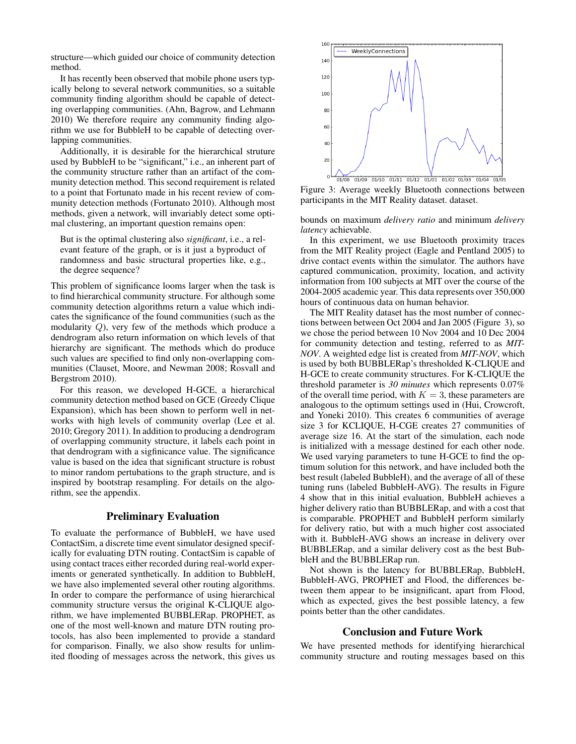structure—which guided our choice of community detection method.

It has recently been observed that mobile phone users typically belong to several network communities, so a suitable community finding algorithm should be capable of detecting overlapping communities. (Ahn, Bagrow, and Lehmann 2010) We therefore require any community finding algorithm we use for BubbleH to be capable of detecting overlapping communities.

Additionally, it is desirable for the hierarchical struture used by BubbleH to be "significant," i.e., an inherent part of the community structure rather than an artifact of the community detection method. This second requirement is related to a point that Fortunato made in his recent review of community detection methods (Fortunato 2010). Although most methods, given a network, will invariably detect some optimal clustering, an important question remains open:

> But is the optimal clustering also *significant*, i.e., a relevant feature of the graph, or is it just a byproduct of randomness and basic structural properties like, e.g., the degree sequence?

This problem of significance looms larger when the task is to find hierarchical community structure. For although some community detection algorithms return a value which indicates the significance of the found communities (such as the modularity $Q$), very few of the methods which produce a dendrogram also return information on which levels of that hierarchy are significant. The methods which do produce such values are specified to find only non-overlapping communities (Clauset, Moore, and Newman 2008; Rosvall and Bergstrom 2010).

For this reason, we developed H-GCE, a hierarchical community detection method based on GCE (Greedy Clique Expansion), which has been shown to perform well in networks with high levels of community overlap (Lee et al. 2010; Gregory 2011). In addition to producing a dendrogram of overlapping community structure, it labels each point in that dendrogram with a sigfinicance value. The significance value is based on the idea that significant structure is robust to minor random pertubations to the graph structure, and is inspired by bootstrap resampling. For details on the algorithm, see the appendix.

## Preliminary Evaluation

To evaluate the performance of BubbleH, we have used ContactSim, a discrete time event simulator designed specifically for evaluating DTN routing. ContactSim is capable of using contact traces either recorded during real-world experiments or generated synthetically. In addition to BubbleH, we have also implemented several other routing algorithms. In order to compare the performance of using hierarchical community structure versus the original K-CLIQUE algorithm, we have implemented BUBBLERap. PROPHET, as one of the most well-known and mature DTN routing protocols, has also been implemented to provide a standard for comparison. Finally, we also show results for unlimited flooding of messages across the network, this gives us bounds on maximum *delivery ratio* and minimum *delivery latency* achievable.

WeeklyConnections

160
140
120
100
80
60
40
20
0

01/08 01/09 01/10 01/11 01/12 01/01 01/02 01/03 01/04 01/05

Figure 3: Average weekly Bluetooth connections between participants in the MIT Reality dataset. dataset.

In this experiment, we use Bluetooth proximity traces from the MIT Reality project (Eagle and Pentland 2005) to drive contact events within the simulator. The authors have captured communication, proximity, location, and activity information from 100 subjects at MIT over the course of the 2004-2005 academic year. This data represents over 350,000 hours of continuous data on human behavior.

The MIT Reality dataset has the most number of connections between between Oct 2004 and Jan 2005 (Figure 3), so we chose the period between 10 Nov 2004 and 10 Dec 2004 for community detection and testing, referred to as *MIT-NOV*. A weighted edge list is created from *MIT-NOV*, which is used by both BUBBLERap's thresholded K-CLIQUE and H-GCE to create community structures. For K-CLIQUE the threshold parameter is *30 minutes* which represents 0.07% of the overall time period, with $K = 3$, these parameters are analogous to the optimum settings used in (Hui, Crowcroft, and Yoneki 2010). This creates 6 communities of average size 3 for KCLIQUE, H-CGE creates 27 communities of average size 16. At the start of the simulation, each node is initialized with a message destined for each other node. We used varying parameters to tune H-GCE to find the optimum solution for this network, and have included both the best result (labeled BubbleH), and the average of all of these tuning runs (labeled BubbleH-AVG). The results in Figure 4 show that in this initial evaluation, BubbleH achieves a higher delivery ratio than BUBBLERap, and with a cost that is comparable. PROPHET and BubbleH perform similarly for delivery ratio, but with a much higher cost associated with it. BubbleH-AVG shows an increase in delivery over BUBBLERap, and a similar delivery cost as the best BubbleH and the BUBBLERap run.

Not shown is the latency for BUBBLERap, BubbleH, BubbleH-AVG, PROPHET and Flood, the differences between them appear to be insignificant, apart from Flood, which as expected, gives the best possible latency, a few points better than the other candidates.

## Conclusion and Future Work

We have presented methods for identifying hierarchical community structure and routing messages based on this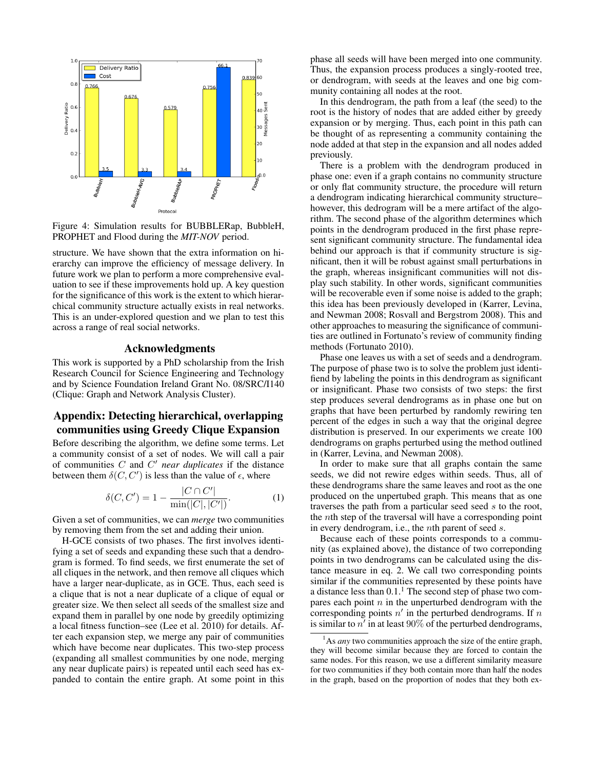1.0
0.8
0.6
0.4
0.2
0.0
Delivery Ratio
Cost
0.766
0.676
0.579
0.756
0.839
3.5
3.3
3.4
66.1
0.0
70
60
50
40
30
20
10
0
Delivery Ratio
Messages Sent
BubbleH
BubbleH-AVG
BubbleRAP
PROPHET
Flooding
Protocol

Figure 4: Simulation results for BUBBLERap, BubbleH, PROPHET and Flood during the *MIT-NOV* period.

structure. We have shown that the extra information on hierarchy can improve the efficiency of message delivery. In future work we plan to perform a more comprehensive evaluation to see if these improvements hold up. A key question for the significance of this work is the extent to which hierarchical community structure actually exists in real networks. This is an under-explored question and we plan to test this across a range of real social networks.

## Acknowledgments

This work is supported by a PhD scholarship from the Irish Research Council for Science Engineering and Technology and by Science Foundation Ireland Grant No. 08/SRC/I140 (Clique: Graph and Network Analysis Cluster).

## Appendix: Detecting hierarchical, overlapping communities using Greedy Clique Expansion

Before describing the algorithm, we define some terms. Let a community consist of a set of nodes. We will call a pair of communities $C$ and $C'$ *near duplicates* if the distance between them $\delta(C, C')$ is less than the value of $\epsilon$, where

$$\delta(C, C') = 1 - \frac{|C \cap C'|}{\min(|C|, |C'|)}. \quad (1)$$

Given a set of communities, we can *merge* two communities by removing them from the set and adding their union.

H-GCE consists of two phases. The first involves identifying a set of seeds and expanding these such that a dendrogram is formed. To find seeds, we first enumerate the set of all cliques in the network, and then remove all cliques which have a larger near-duplicate, as in GCE. Thus, each seed is a clique that is not a near duplicate of a clique of equal or greater size. We then select all seeds of the smallest size and expand them in parallel by one node by greedily optimizing a local fitness function–see (Lee et al. 2010) for details. After each expansion step, we merge any pair of communities which have become near duplicates. This two-step process (expanding all smallest communities by one node, merging any near duplicate pairs) is repeated until each seed has expanded to contain the entire graph. At some point in this phase all seeds will have been merged into one community. Thus, the expansion process produces a singly-rooted tree, or dendrogram, with seeds at the leaves and one big community containing all nodes at the root.

In this dendrogram, the path from a leaf (the seed) to the root is the history of nodes that are added either by greedy expansion or by merging. Thus, each point in this path can be thought of as representing a community containing the node added at that step in the expansion and all nodes added previously.

There is a problem with the dendrogram produced in phase one: even if a graph contains no community structure or only flat community structure, the procedure will return a dendrogram indicating hierarchical community structure– however, this dedrogram will be a mere artifact of the algorithm. The second phase of the algorithm determines which points in the dendrogram produced in the first phase represent significant community structure. The fundamental idea behind our approach is that if community structure is significant, then it will be robust against small perturbations in the graph, whereas insignificant communities will not display such stability. In other words, significant communities will be recoverable even if some noise is added to the graph; this idea has been previously developed in (Karrer, Levina, and Newman 2008; Rosvall and Bergstrom 2008). This and other approaches to measuring the significance of communities are outlined in Fortunato's review of community finding methods (Fortunato 2010).

Phase one leaves us with a set of seeds and a dendrogram. The purpose of phase two is to solve the problem just identifiend by labeling the points in this dendrogram as significant or insignificant. Phase two consists of two steps: the first step produces several dendrograms as in phase one but on graphs that have been perturbed by randomly rewiring ten percent of the edges in such a way that the original degree distribution is preserved. In our experiments we create 100 dendrograms on graphs perturbed using the method outlined in (Karrer, Levina, and Newman 2008).

In order to make sure that all graphs contain the same seeds, we did not rewire edges within seeds. Thus, all of these dendrograms share the same leaves and root as the one produced on the unpertubed graph. This means that as one traverses the path from a particular seed seed $s$ to the root, the $n$th step of the traversal will have a corresponding point in every dendrogram, i.e., the $n$th parent of seed $s$.

Because each of these points corresponds to a community (as explained above), the distance of two correponding points in two dendrograms can be calculated using the distance measure in eq. 2. We call two corresponding points similar if the communities represented by these points have a distance less than 0.1.[1] The second step of phase two compares each point $n$ in the unperturbed dendrogram with the corresponding points $n'$ in the perturbed dendrograms. If $n$ is similar to $n'$ in at least 90% of the perturbed dendrograms,

[1] As *any* two communities approach the size of the entire graph, they will become similar because they are forced to contain the same nodes. For this reason, we use a different similarity measure for two communities if they both contain more than half the nodes in the graph, based on the proportion of nodes that they both ex-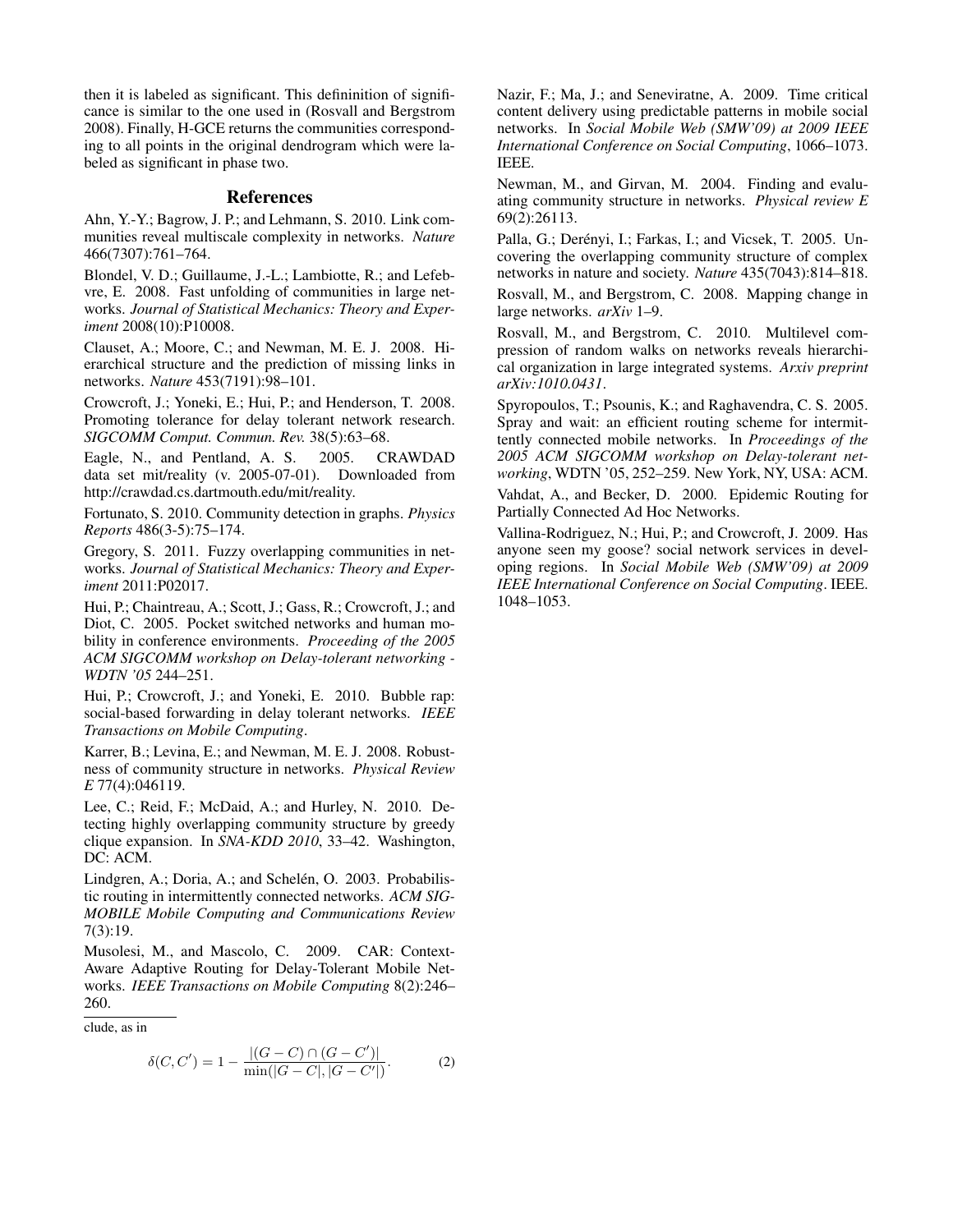then it is labeled as significant. This defininition of significance is similar to the one used in (Rosvall and Bergstrom 2008). Finally, H-GCE returns the communities corresponding to all points in the original dendrogram which were labeled as significant in phase two.

## References

Ahn, Y.-Y.; Bagrow, J. P.; and Lehmann, S. 2010. Link communities reveal multiscale complexity in networks. *Nature* 466(7307):761–764.

Blondel, V. D.; Guillaume, J.-L.; Lambiotte, R.; and Lefebvre, E. 2008. Fast unfolding of communities in large networks. *Journal of Statistical Mechanics: Theory and Experiment* 2008(10):P10008.

Clauset, A.; Moore, C.; and Newman, M. E. J. 2008. Hierarchical structure and the prediction of missing links in networks. *Nature* 453(7191):98–101.

Crowcroft, J.; Yoneki, E.; Hui, P.; and Henderson, T. 2008. Promoting tolerance for delay tolerant network research. *SIGCOMM Comput. Commun. Rev.* 38(5):63–68.

Eagle, N., and Pentland, A. S. 2005. CRAWDAD data set mit/reality (v. 2005-07-01). Downloaded from http://crawdad.cs.dartmouth.edu/mit/reality.

Fortunato, S. 2010. Community detection in graphs. *Physics Reports* 486(3-5):75–174.

Gregory, S. 2011. Fuzzy overlapping communities in networks. *Journal of Statistical Mechanics: Theory and Experiment* 2011:P02017.

Hui, P.; Chaintreau, A.; Scott, J.; Gass, R.; Crowcroft, J.; and Diot, C. 2005. Pocket switched networks and human mobility in conference environments. *Proceeding of the 2005 ACM SIGCOMM workshop on Delay-tolerant networking - WDTN '05* 244–251.

Hui, P.; Crowcroft, J.; and Yoneki, E. 2010. Bubble rap: social-based forwarding in delay tolerant networks. *IEEE Transactions on Mobile Computing*.

Karrer, B.; Levina, E.; and Newman, M. E. J. 2008. Robustness of community structure in networks. *Physical Review E* 77(4):046119.

Lee, C.; Reid, F.; McDaid, A.; and Hurley, N. 2010. Detecting highly overlapping community structure by greedy clique expansion. In *SNA-KDD 2010*, 33–42. Washington, DC: ACM.

Lindgren, A.; Doria, A.; and Schelén, O. 2003. Probabilistic routing in intermittently connected networks. *ACM SIGMOBILE Mobile Computing and Communications Review* 7(3):19.

Musolesi, M., and Mascolo, C. 2009. CAR: Context-Aware Adaptive Routing for Delay-Tolerant Mobile Networks. *IEEE Transactions on Mobile Computing* 8(2):246–260.

Nazir, F.; Ma, J.; and Seneviratne, A. 2009. Time critical content delivery using predictable patterns in mobile social networks. In *Social Mobile Web (SMW'09) at 2009 IEEE International Conference on Social Computing*, 1066–1073. IEEE.

Newman, M., and Girvan, M. 2004. Finding and evaluating community structure in networks. *Physical review E* 69(2):26113.

Palla, G.; Derényi, I.; Farkas, I.; and Vicsek, T. 2005. Uncovering the overlapping community structure of complex networks in nature and society. *Nature* 435(7043):814–818.

Rosvall, M., and Bergstrom, C. 2008. Mapping change in large networks. *arXiv* 1–9.

Rosvall, M., and Bergstrom, C. 2010. Multilevel compression of random walks on networks reveals hierarchical organization in large integrated systems. *Arxiv preprint arXiv:1010.0431*.

Spyropoulos, T.; Psounis, K.; and Raghavendra, C. S. 2005. Spray and wait: an efficient routing scheme for intermittently connected mobile networks. In *Proceedings of the 2005 ACM SIGCOMM workshop on Delay-tolerant networking*, WDTN '05, 252–259. New York, NY, USA: ACM.

Vahdat, A., and Becker, D. 2000. Epidemic Routing for Partially Connected Ad Hoc Networks.

Vallina-Rodriguez, N.; Hui, P.; and Crowcroft, J. 2009. Has anyone seen my goose? social network services in developing regions. In *Social Mobile Web (SMW'09) at 2009 IEEE International Conference on Social Computing*. IEEE. 1048–1053.

---

clude, as in

$$\delta(C, C') = 1 - \frac{|(G - C) \cap (G - C')|}{\min(|G - C|, |G - C'|)}. \tag{2}$$